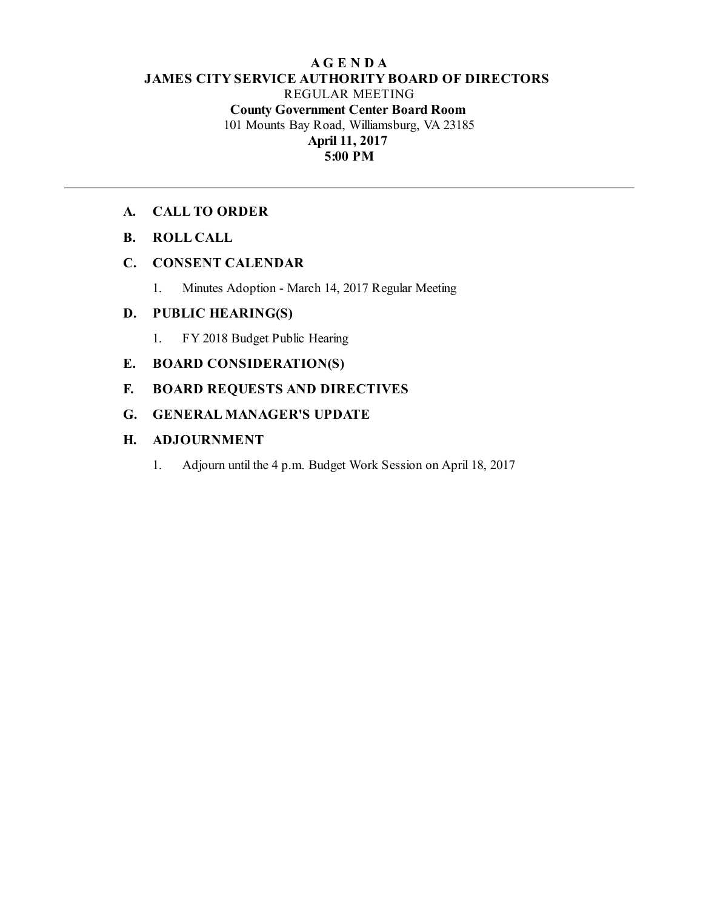# A G E N D A

## JAMES CITY SERVICE AUTHORITY BOARD OF DIRECTORS

REGULAR MEETING

**County Government Center Board Room**

101 Mounts Bay Road, Williamsburg, VA 23185

**April 11, 2017**

**5:00 PM**

---

**A. CALL TO ORDER**

**B. ROLL CALL**

**C. CONSENT CALENDAR**

1. Minutes Adoption - March 14, 2017 Regular Meeting

**D. PUBLIC HEARING(S)**

1. FY 2018 Budget Public Hearing

**E. BOARD CONSIDERATION(S)**

**F. BOARD REQUESTS AND DIRECTIVES**

**G. GENERAL MANAGER'S UPDATE**

**H. ADJOURNMENT**

1. Adjourn until the 4 p.m. Budget Work Session on April 18, 2017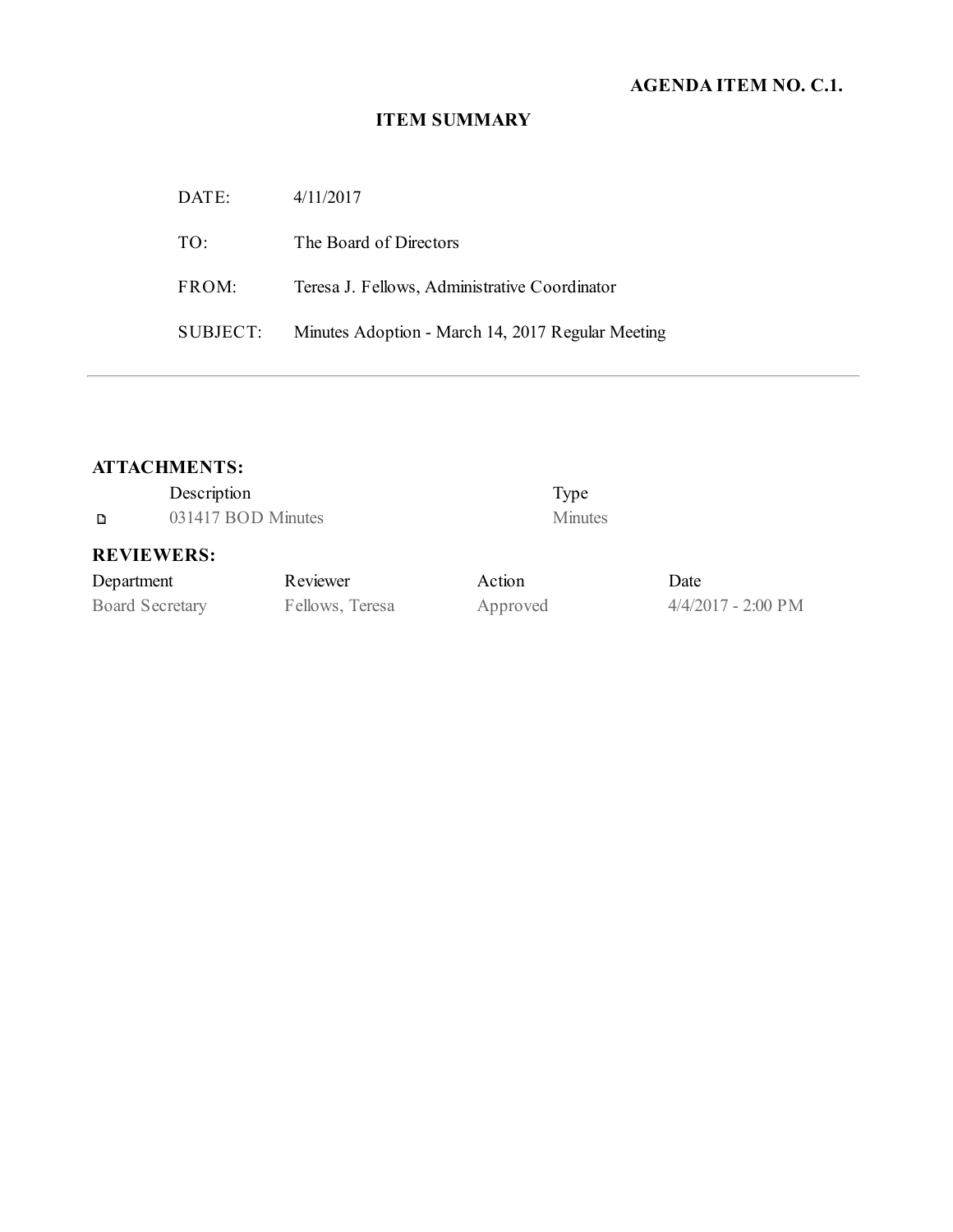**AGENDA ITEM NO. C.1.**

## ITEM SUMMARY

| | |
|---|---|
| DATE: | 4/11/2017 |
| TO: | The Board of Directors |
| FROM: | Teresa J. Fellows, Administrative Coordinator |
| SUBJECT: | Minutes Adoption - March 14, 2017 Regular Meeting |

---

### ATTACHMENTS:

| Description | Type |
|---|---|
| 031417 BOD Minutes | Minutes |

### REVIEWERS:

| Department | Reviewer | Action | Date |
|---|---|---|---|
| Board Secretary | Fellows, Teresa | Approved | 4/4/2017 - 2:00 PM |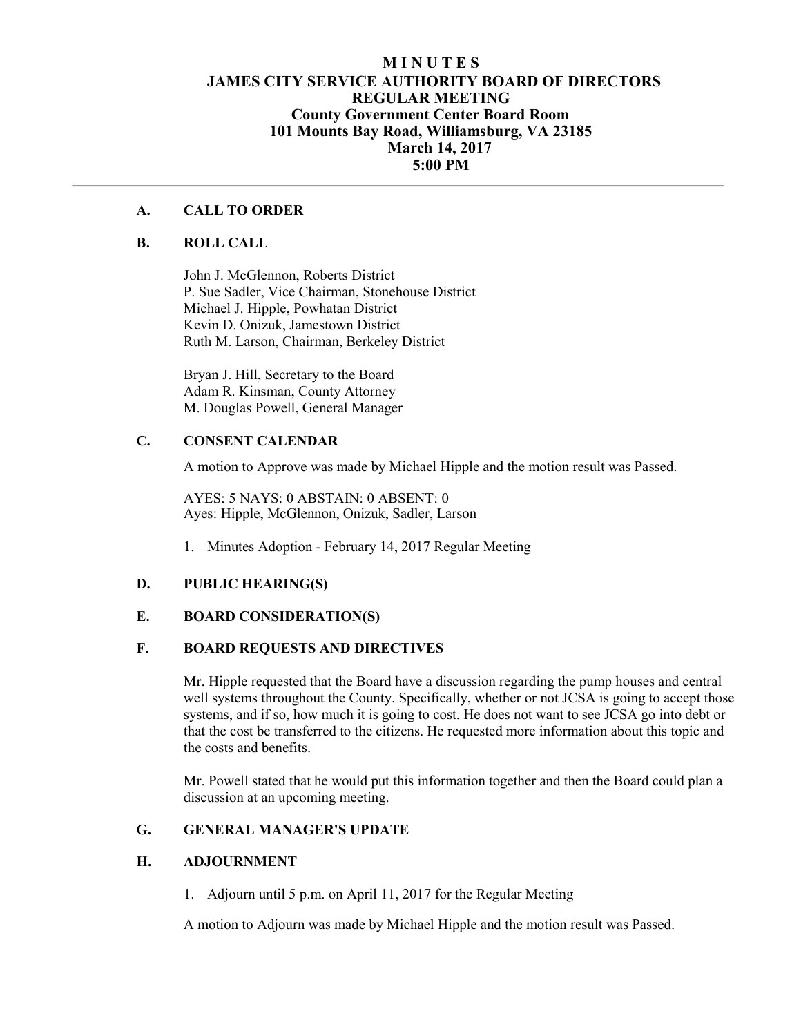# M I N U T E S
# JAMES CITY SERVICE AUTHORITY BOARD OF DIRECTORS
# REGULAR MEETING
## County Government Center Board Room
## 101 Mounts Bay Road, Williamsburg, VA 23185
## March 14, 2017
## 5:00 PM

---

### A. CALL TO ORDER

### B. ROLL CALL

John J. McGlennon, Roberts District
P. Sue Sadler, Vice Chairman, Stonehouse District
Michael J. Hipple, Powhatan District
Kevin D. Onizuk, Jamestown District
Ruth M. Larson, Chairman, Berkeley District

Bryan J. Hill, Secretary to the Board
Adam R. Kinsman, County Attorney
M. Douglas Powell, General Manager

### C. CONSENT CALENDAR

A motion to Approve was made by Michael Hipple and the motion result was Passed.

AYES: 5 NAYS: 0 ABSTAIN: 0 ABSENT: 0
Ayes: Hipple, McGlennon, Onizuk, Sadler, Larson

1. Minutes Adoption - February 14, 2017 Regular Meeting

### D. PUBLIC HEARING(S)

### E. BOARD CONSIDERATION(S)

### F. BOARD REQUESTS AND DIRECTIVES

Mr. Hipple requested that the Board have a discussion regarding the pump houses and central well systems throughout the County. Specifically, whether or not JCSA is going to accept those systems, and if so, how much it is going to cost. He does not want to see JCSA go into debt or that the cost be transferred to the citizens. He requested more information about this topic and the costs and benefits.

Mr. Powell stated that he would put this information together and then the Board could plan a discussion at an upcoming meeting.

### G. GENERAL MANAGER'S UPDATE

### H. ADJOURNMENT

1. Adjourn until 5 p.m. on April 11, 2017 for the Regular Meeting

A motion to Adjourn was made by Michael Hipple and the motion result was Passed.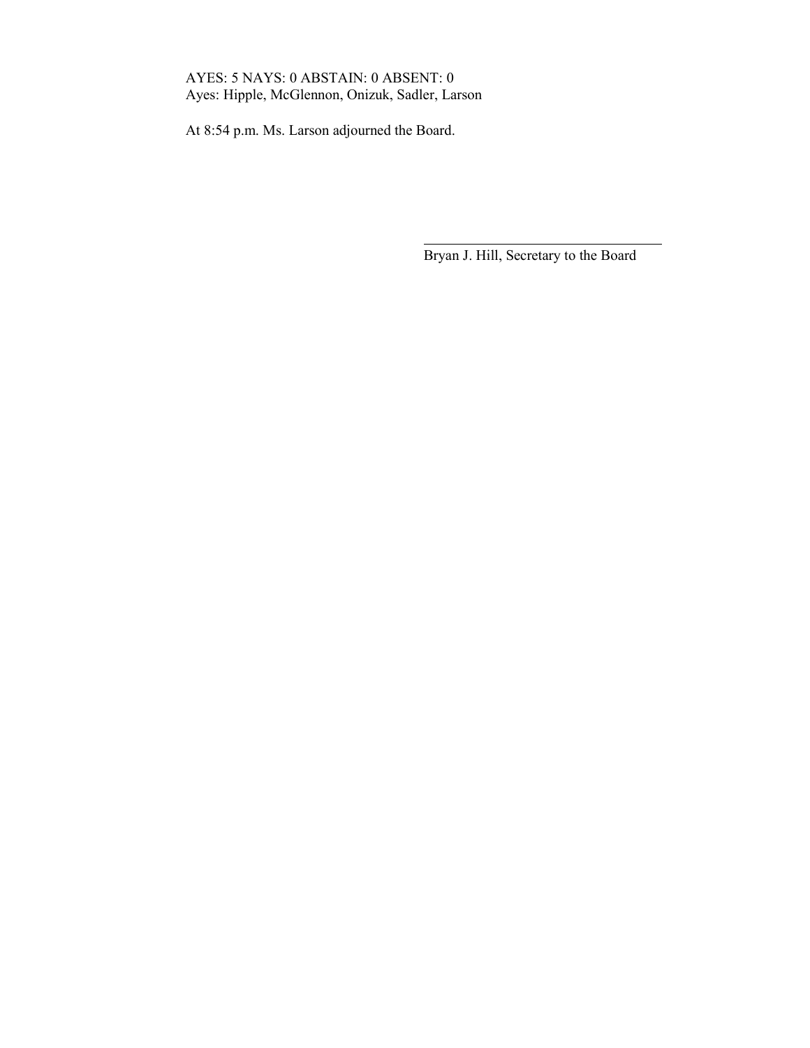AYES: 5 NAYS: 0 ABSTAIN: 0 ABSENT: 0
Ayes: Hipple, McGlennon, Onizuk, Sadler, Larson

At 8:54 p.m. Ms. Larson adjourned the Board.

\_\_\_\_\_\_\_\_\_\_\_\_\_\_\_\_\_\_\_\_\_\_\_\_\_\_\_\_\_\_\_\_
Bryan J. Hill, Secretary to the Board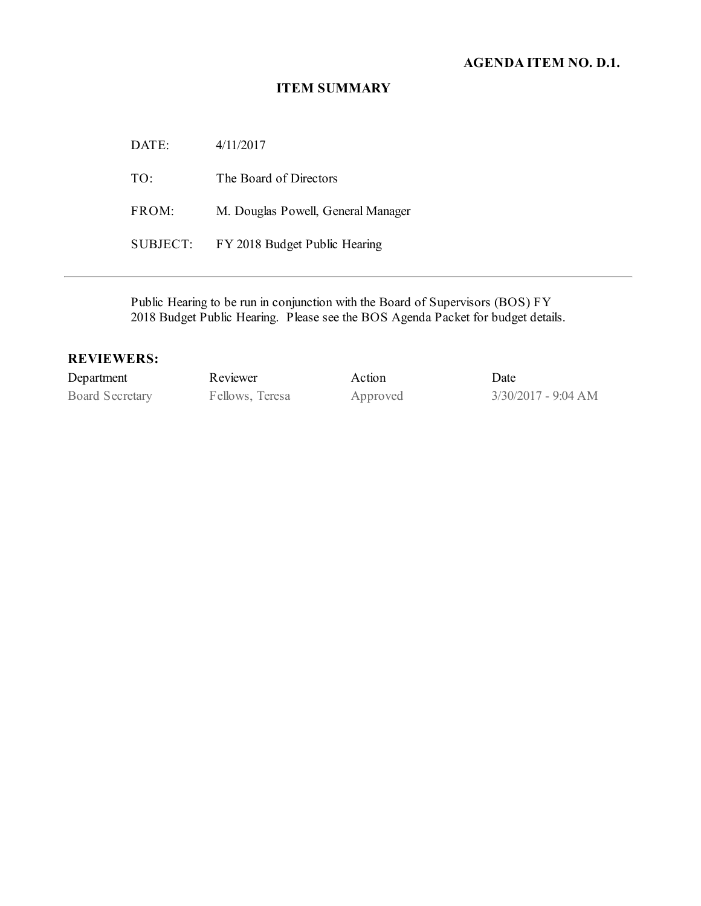**AGENDA ITEM NO. D.1.**

## ITEM SUMMARY

DATE: 4/11/2017

TO: The Board of Directors

FROM: M. Douglas Powell, General Manager

SUBJECT: FY 2018 Budget Public Hearing

---

Public Hearing to be run in conjunction with the Board of Supervisors (BOS) FY 2018 Budget Public Hearing. Please see the BOS Agenda Packet for budget details.

## REVIEWERS:

| Department | Reviewer | Action | Date |
|---|---|---|---|
| Board Secretary | Fellows, Teresa | Approved | 3/30/2017 - 9:04 AM |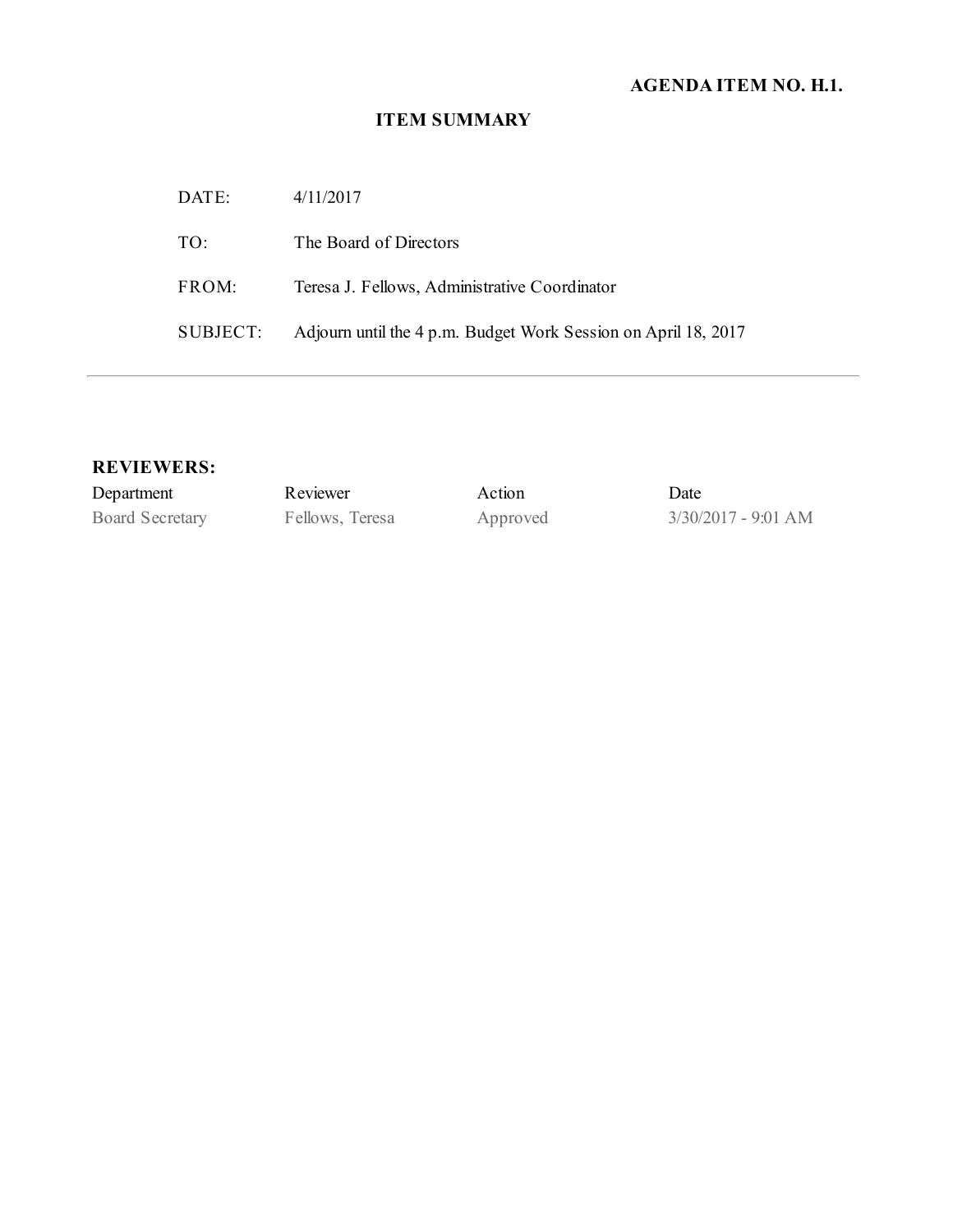**AGENDA ITEM NO. H.1.**

## ITEM SUMMARY

| | |
|---|---|
| DATE: | 4/11/2017 |
| TO: | The Board of Directors |
| FROM: | Teresa J. Fellows, Administrative Coordinator |
| SUBJECT: | Adjourn until the 4 p.m. Budget Work Session on April 18, 2017 |

---

**REVIEWERS:**

| Department | Reviewer | Action | Date |
|---|---|---|---|
| Board Secretary | Fellows, Teresa | Approved | 3/30/2017 - 9:01 AM |